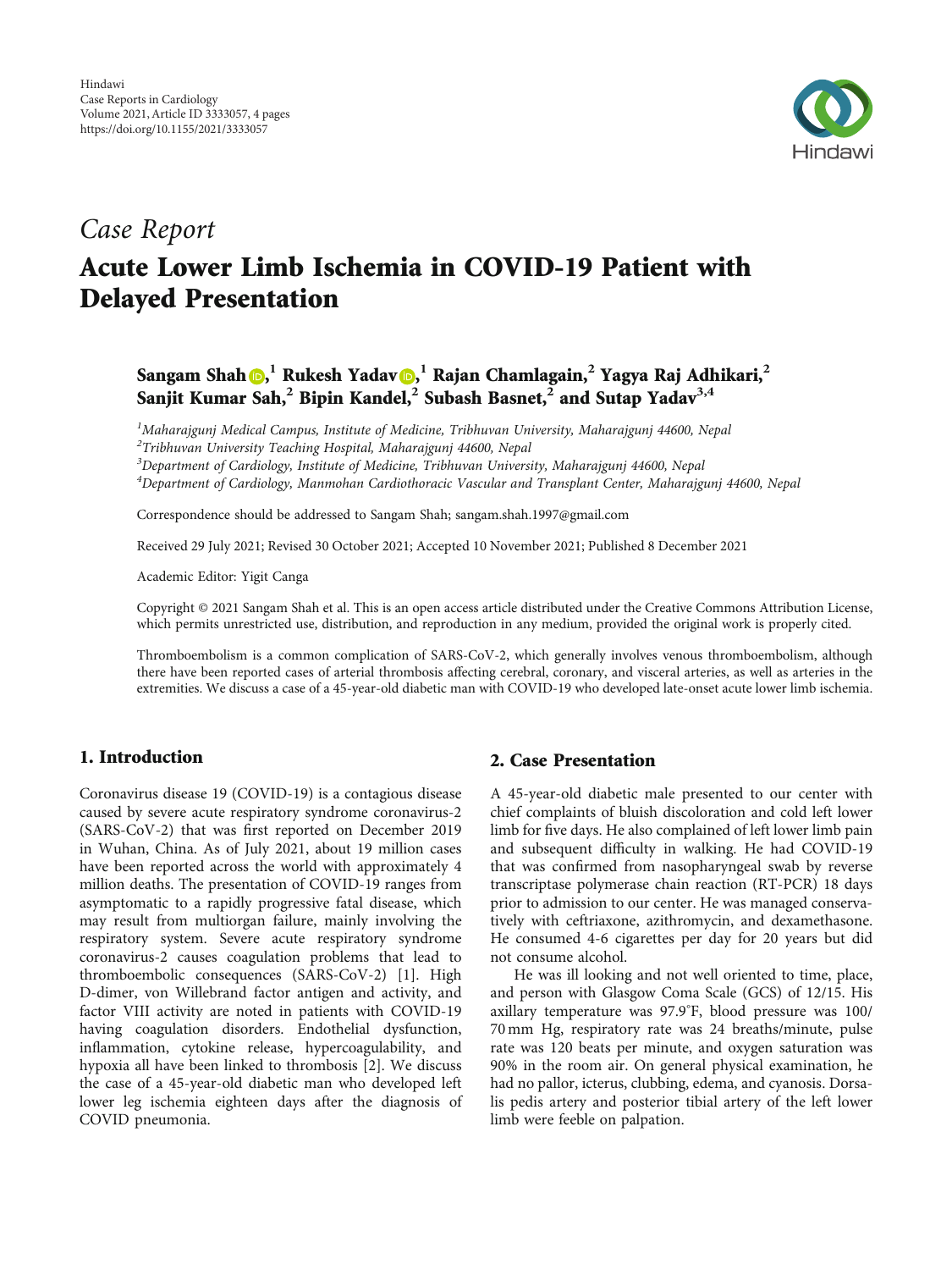Hindawi
Case Reports in Cardiology
Volume 2021, Article ID 3333057, 4 pages
https://doi.org/10.1155/2021/3333057

*Case Report*

# Acute Lower Limb Ischemia in COVID-19 Patient with Delayed Presentation

**Sangam Shah,[1] Rukesh Yadav,[1] Rajan Chamlagain,[2] Yagya Raj Adhikari,[2] Sanjit Kumar Sah,[2] Bipin Kandel,[2] Subash Basnet,[2] and Sutap Yadav[3,4]**

[1]*Maharajgunj Medical Campus, Institute of Medicine, Tribhuvan University, Maharajgunj 44600, Nepal*
[2]*Tribhuvan University Teaching Hospital, Maharajgunj 44600, Nepal*
[3]*Department of Cardiology, Institute of Medicine, Tribhuvan University, Maharajgunj 44600, Nepal*
[4]*Department of Cardiology, Manmohan Cardiothoracic Vascular and Transplant Center, Maharajgunj 44600, Nepal*

Correspondence should be addressed to Sangam Shah; sangam.shah.1997@gmail.com

Received 29 July 2021; Revised 30 October 2021; Accepted 10 November 2021; Published 8 December 2021

Academic Editor: Yigit Canga

Copyright © 2021 Sangam Shah et al. This is an open access article distributed under the Creative Commons Attribution License, which permits unrestricted use, distribution, and reproduction in any medium, provided the original work is properly cited.

Thromboembolism is a common complication of SARS-CoV-2, which generally involves venous thromboembolism, although there have been reported cases of arterial thrombosis affecting cerebral, coronary, and visceral arteries, as well as arteries in the extremities. We discuss a case of a 45-year-old diabetic man with COVID-19 who developed late-onset acute lower limb ischemia.

## 1. Introduction

Coronavirus disease 19 (COVID-19) is a contagious disease caused by severe acute respiratory syndrome coronavirus-2 (SARS-CoV-2) that was first reported on December 2019 in Wuhan, China. As of July 2021, about 19 million cases have been reported across the world with approximately 4 million deaths. The presentation of COVID-19 ranges from asymptomatic to a rapidly progressive fatal disease, which may result from multiorgan failure, mainly involving the respiratory system. Severe acute respiratory syndrome coronavirus-2 causes coagulation problems that lead to thromboembolic consequences (SARS-CoV-2) [1]. High D-dimer, von Willebrand factor antigen and activity, and factor VIII activity are noted in patients with COVID-19 having coagulation disorders. Endothelial dysfunction, inflammation, cytokine release, hypercoagulability, and hypoxia all have been linked to thrombosis [2]. We discuss the case of a 45-year-old diabetic man who developed left lower leg ischemia eighteen days after the diagnosis of COVID pneumonia.

## 2. Case Presentation

A 45-year-old diabetic male presented to our center with chief complaints of bluish discoloration and cold left lower limb for five days. He also complained of left lower limb pain and subsequent difficulty in walking. He had COVID-19 that was confirmed from nasopharyngeal swab by reverse transcriptase polymerase chain reaction (RT-PCR) 18 days prior to admission to our center. He was managed conservatively with ceftriaxone, azithromycin, and dexamethasone. He consumed 4-6 cigarettes per day for 20 years but did not consume alcohol.

He was ill looking and not well oriented to time, place, and person with Glasgow Coma Scale (GCS) of 12/15. His axillary temperature was 97.9°F, blood pressure was 100/70 mm Hg, respiratory rate was 24 breaths/minute, pulse rate was 120 beats per minute, and oxygen saturation was 90% in the room air. On general physical examination, he had no pallor, icterus, clubbing, edema, and cyanosis. Dorsalis pedis artery and posterior tibial artery of the left lower limb were feeble on palpation.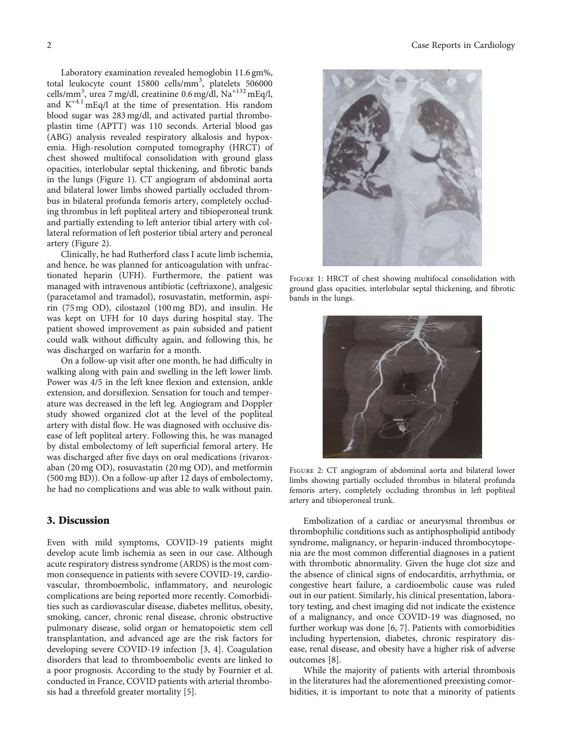Laboratory examination revealed hemoglobin 11.6 gm%, total leukocyte count 15800 cells/mm$^3$, platelets 506000 cells/mm$^3$, urea 7 mg/dl, creatinine 0.6 mg/dl, $Na^{+132}$ mEq/l, and $K^{+4.1}$ mEq/l at the time of presentation. His random blood sugar was 283 mg/dl, and activated partial thromboplastin time (APTT) was 110 seconds. Arterial blood gas (ABG) analysis revealed respiratory alkalosis and hypoxemia. High-resolution computed tomography (HRCT) of chest showed multifocal consolidation with ground glass opacities, interlobular septal thickening, and fibrotic bands in the lungs (Figure 1). CT angiogram of abdominal aorta and bilateral lower limbs showed partially occluded thrombus in bilateral profunda femoris artery, completely occluding thrombus in left popliteal artery and tibioperoneal trunk and partially extending to left anterior tibial artery with collateral reformation of left posterior tibial artery and peroneal artery (Figure 2).

Clinically, he had Rutherford class I acute limb ischemia, and hence, he was planned for anticoagulation with unfractionated heparin (UFH). Furthermore, the patient was managed with intravenous antibiotic (ceftriaxone), analgesic (paracetamol and tramadol), rosuvastatin, metformin, aspirin (75 mg OD), cilostazol (100 mg BD), and insulin. He was kept on UFH for 10 days during hospital stay. The patient showed improvement as pain subsided and patient could walk without difficulty again, and following this, he was discharged on warfarin for a month.

On a follow-up visit after one month, he had difficulty in walking along with pain and swelling in the left lower limb. Power was 4/5 in the left knee flexion and extension, ankle extension, and dorsiflexion. Sensation for touch and temperature was decreased in the left leg. Angiogram and Doppler study showed organized clot at the level of the popliteal artery with distal flow. He was diagnosed with occlusive disease of left popliteal artery. Following this, he was managed by distal embolectomy of left superficial femoral artery. He was discharged after five days on oral medications (rivaroxaban (20 mg OD), rosuvastatin (20 mg OD), and metformin (500 mg BD)). On a follow-up after 12 days of embolectomy, he had no complications and was able to walk without pain.

Figure 1: HRCT of chest showing multifocal consolidation with ground glass opacities, interlobular septal thickening, and fibrotic bands in the lungs.

Figure 2: CT angiogram of abdominal aorta and bilateral lower limbs showing partially occluded thrombus in bilateral profunda femoris artery, completely occluding thrombus in left popliteal artery and tibioperoneal trunk.

## 3. Discussion

Even with mild symptoms, COVID-19 patients might develop acute limb ischemia as seen in our case. Although acute respiratory distress syndrome (ARDS) is the most common consequence in patients with severe COVID-19, cardiovascular, thromboembolic, inflammatory, and neurologic complications are being reported more recently. Comorbidities such as cardiovascular disease, diabetes mellitus, obesity, smoking, cancer, chronic renal disease, chronic obstructive pulmonary disease, solid organ or hematopoietic stem cell transplantation, and advanced age are the risk factors for developing severe COVID-19 infection [3, 4]. Coagulation disorders that lead to thromboembolic events are linked to a poor prognosis. According to the study by Fournier et al. conducted in France, COVID patients with arterial thrombosis had a threefold greater mortality [5].

Embolization of a cardiac or aneurysmal thrombus or thrombophilic conditions such as antiphospholipid antibody syndrome, malignancy, or heparin-induced thrombocytopenia are the most common differential diagnoses in a patient with thrombotic abnormality. Given the huge clot size and the absence of clinical signs of endocarditis, arrhythmia, or congestive heart failure, a cardioembolic cause was ruled out in our patient. Similarly, his clinical presentation, laboratory testing, and chest imaging did not indicate the existence of a malignancy, and once COVID-19 was diagnosed, no further workup was done [6, 7]. Patients with comorbidities including hypertension, diabetes, chronic respiratory disease, renal disease, and obesity have a higher risk of adverse outcomes [8].

While the majority of patients with arterial thrombosis in the literatures had the aforementioned preexisting comorbidities, it is important to note that a minority of patients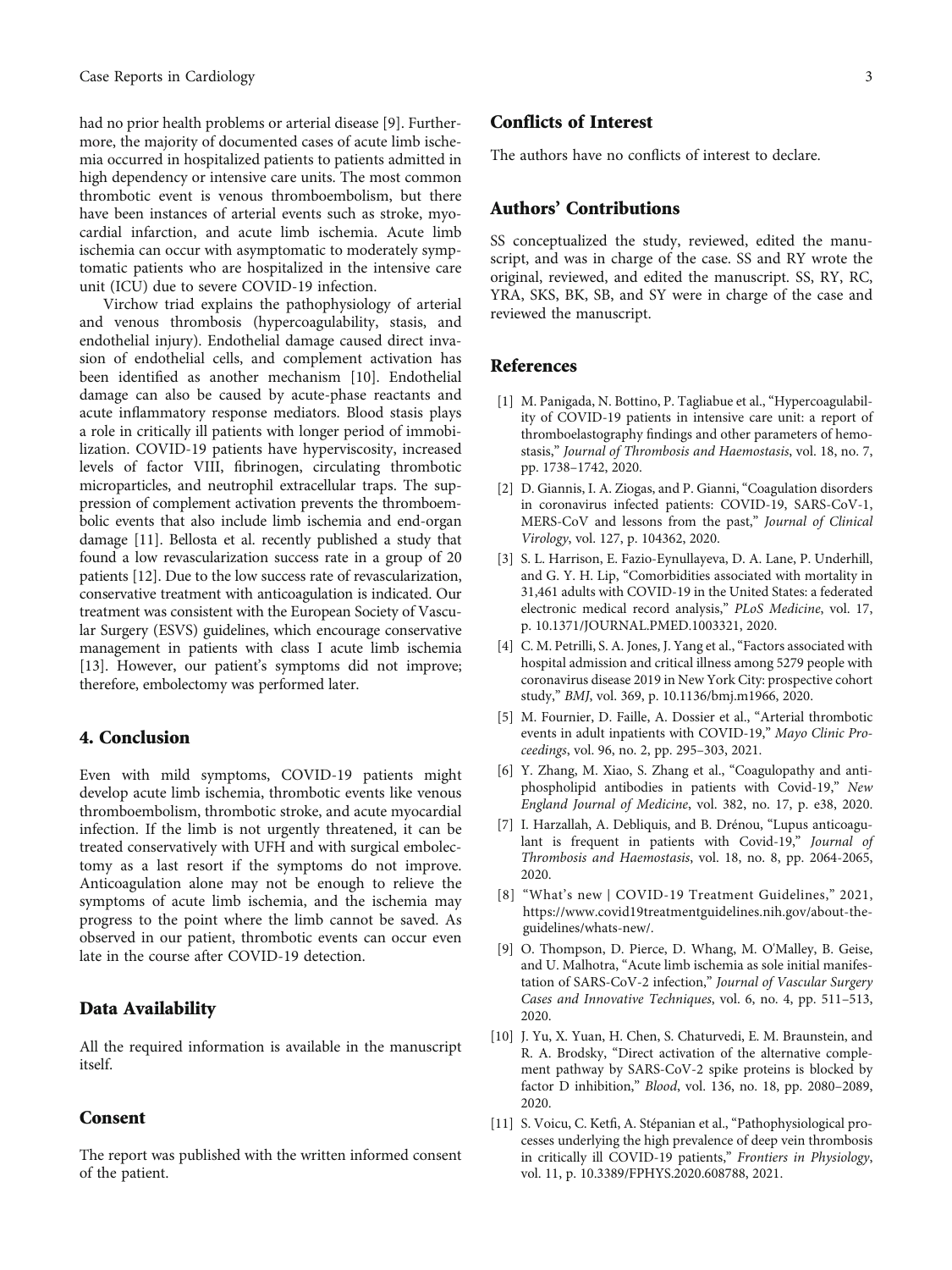had no prior health problems or arterial disease [9]. Furthermore, the majority of documented cases of acute limb ischemia occurred in hospitalized patients to patients admitted in high dependency or intensive care units. The most common thrombotic event is venous thromboembolism, but there have been instances of arterial events such as stroke, myocardial infarction, and acute limb ischemia. Acute limb ischemia can occur with asymptomatic to moderately symptomatic patients who are hospitalized in the intensive care unit (ICU) due to severe COVID-19 infection.

Virchow triad explains the pathophysiology of arterial and venous thrombosis (hypercoagulability, stasis, and endothelial injury). Endothelial damage caused direct invasion of endothelial cells, and complement activation has been identified as another mechanism [10]. Endothelial damage can also be caused by acute-phase reactants and acute inflammatory response mediators. Blood stasis plays a role in critically ill patients with longer period of immobilization. COVID-19 patients have hyperviscosity, increased levels of factor VIII, fibrinogen, circulating thrombotic microparticles, and neutrophil extracellular traps. The suppression of complement activation prevents the thromboembolic events that also include limb ischemia and end-organ damage [11]. Bellosta et al. recently published a study that found a low revascularization success rate in a group of 20 patients [12]. Due to the low success rate of revascularization, conservative treatment with anticoagulation is indicated. Our treatment was consistent with the European Society of Vascular Surgery (ESVS) guidelines, which encourage conservative management in patients with class I acute limb ischemia [13]. However, our patient's symptoms did not improve; therefore, embolectomy was performed later.

## 4. Conclusion

Even with mild symptoms, COVID-19 patients might develop acute limb ischemia, thrombotic events like venous thromboembolism, thrombotic stroke, and acute myocardial infarction. If the limb is not urgently threatened, it can be treated conservatively with UFH and with surgical embolectomy as a last resort if the symptoms do not improve. Anticoagulation alone may not be enough to relieve the symptoms of acute limb ischemia, and the ischemia may progress to the point where the limb cannot be saved. As observed in our patient, thrombotic events can occur even late in the course after COVID-19 detection.

## Data Availability

All the required information is available in the manuscript itself.

## Consent

The report was published with the written informed consent of the patient.

## Conflicts of Interest

The authors have no conflicts of interest to declare.

## Authors' Contributions

SS conceptualized the study, reviewed, edited the manuscript, and was in charge of the case. SS and RY wrote the original, reviewed, and edited the manuscript. SS, RY, RC, YRA, SKS, BK, SB, and SY were in charge of the case and reviewed the manuscript.

## References

[1] M. Panigada, N. Bottino, P. Tagliabue et al., "Hypercoagulability of COVID-19 patients in intensive care unit: a report of thromboelastography findings and other parameters of hemostasis," *Journal of Thrombosis and Haemostasis*, vol. 18, no. 7, pp. 1738–1742, 2020.

[2] D. Giannis, I. A. Ziogas, and P. Gianni, "Coagulation disorders in coronavirus infected patients: COVID-19, SARS-CoV-1, MERS-CoV and lessons from the past," *Journal of Clinical Virology*, vol. 127, p. 104362, 2020.

[3] S. L. Harrison, E. Fazio-Eynullayeva, D. A. Lane, P. Underhill, and G. Y. H. Lip, "Comorbidities associated with mortality in 31,461 adults with COVID-19 in the United States: a federated electronic medical record analysis," *PLoS Medicine*, vol. 17, p. 10.1371/JOURNAL.PMED.1003321, 2020.

[4] C. M. Petrilli, S. A. Jones, J. Yang et al., "Factors associated with hospital admission and critical illness among 5279 people with coronavirus disease 2019 in New York City: prospective cohort study," *BMJ*, vol. 369, p. 10.1136/bmj.m1966, 2020.

[5] M. Fournier, D. Faille, A. Dossier et al., "Arterial thrombotic events in adult inpatients with COVID-19," *Mayo Clinic Proceedings*, vol. 96, no. 2, pp. 295–303, 2021.

[6] Y. Zhang, M. Xiao, S. Zhang et al., "Coagulopathy and antiphospholipid antibodies in patients with Covid-19," *New England Journal of Medicine*, vol. 382, no. 17, p. e38, 2020.

[7] I. Harzallah, A. Debliquis, and B. Drénou, "Lupus anticoagulant is frequent in patients with Covid-19," *Journal of Thrombosis and Haemostasis*, vol. 18, no. 8, pp. 2064-2065, 2020.

[8] "What's new | COVID-19 Treatment Guidelines," 2021, https://www.covid19treatmentguidelines.nih.gov/about-the-guidelines/whats-new/.

[9] O. Thompson, D. Pierce, D. Whang, M. O'Malley, B. Geise, and U. Malhotra, "Acute limb ischemia as sole initial manifestation of SARS-CoV-2 infection," *Journal of Vascular Surgery Cases and Innovative Techniques*, vol. 6, no. 4, pp. 511–513, 2020.

[10] J. Yu, X. Yuan, H. Chen, S. Chaturvedi, E. M. Braunstein, and R. A. Brodsky, "Direct activation of the alternative complement pathway by SARS-CoV-2 spike proteins is blocked by factor D inhibition," *Blood*, vol. 136, no. 18, pp. 2080–2089, 2020.

[11] S. Voicu, C. Ketfi, A. Stépanian et al., "Pathophysiological processes underlying the high prevalence of deep vein thrombosis in critically ill COVID-19 patients," *Frontiers in Physiology*, vol. 11, p. 10.3389/FPHYS.2020.608788, 2021.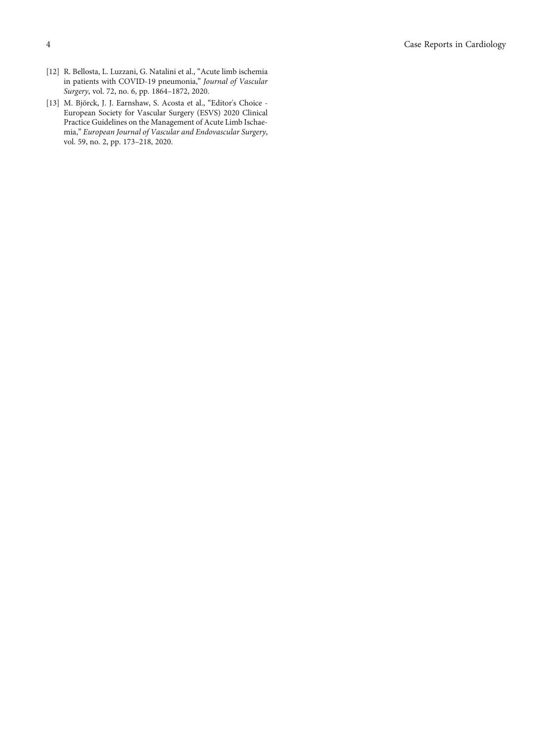[12] R. Bellosta, L. Luzzani, G. Natalini et al., "Acute limb ischemia in patients with COVID-19 pneumonia," *Journal of Vascular Surgery*, vol. 72, no. 6, pp. 1864–1872, 2020.

[13] M. Björck, J. J. Earnshaw, S. Acosta et al., "Editor's Choice - European Society for Vascular Surgery (ESVS) 2020 Clinical Practice Guidelines on the Management of Acute Limb Ischaemia," *European Journal of Vascular and Endovascular Surgery*, vol. 59, no. 2, pp. 173–218, 2020.